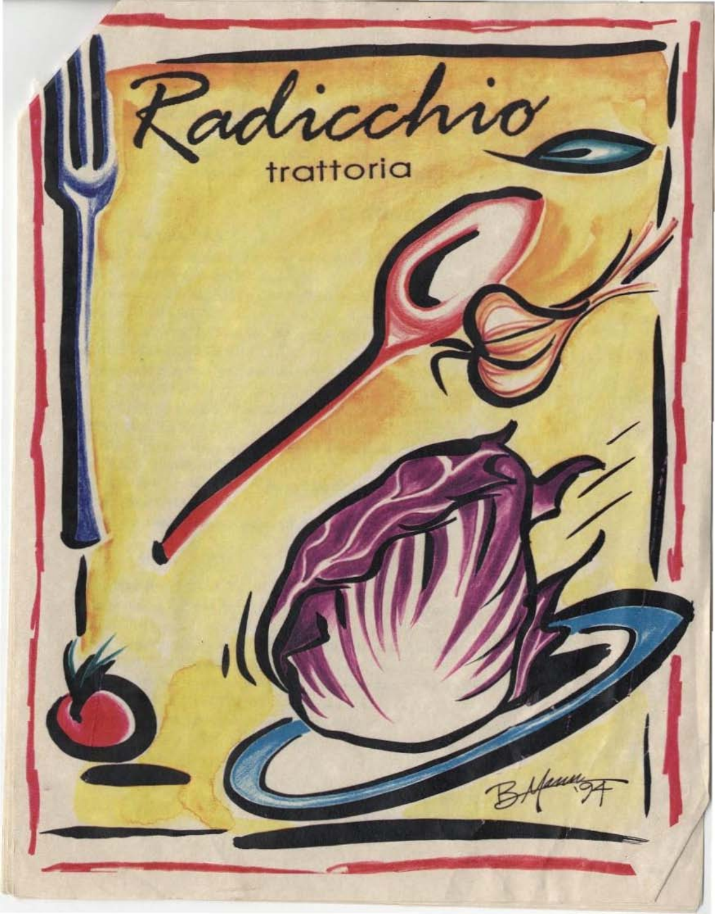# Radicchio

trattoria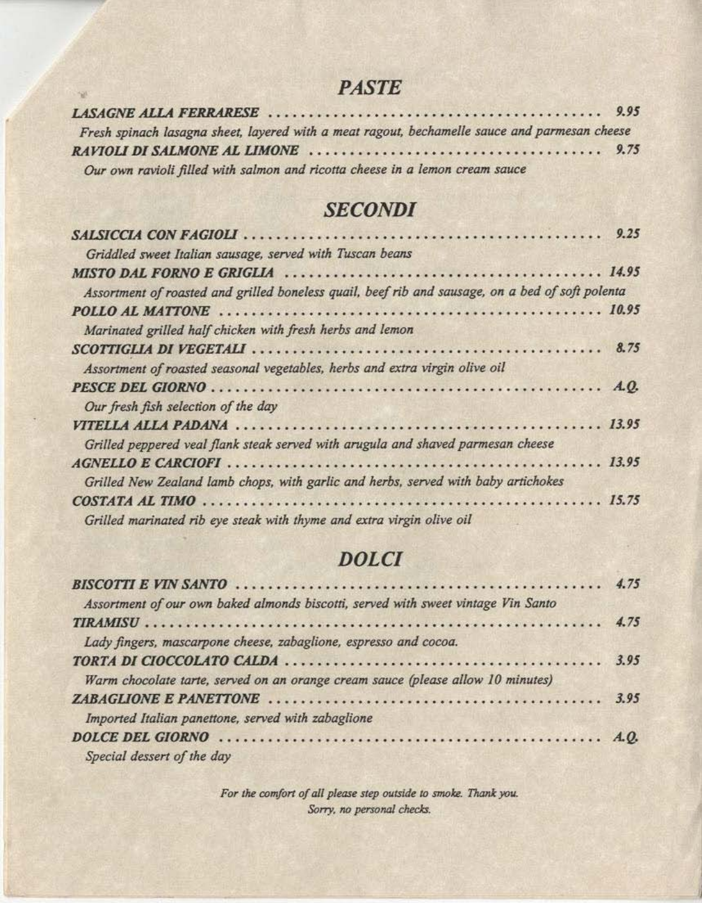## PASTE

***LASAGNE ALLA FERRARESE*** ........................................ *9.95*

*Fresh spinach lasagna sheet, layered with a meat ragout, bechamelle sauce and parmesan cheese*

***RAVIOLI DI SALMONE AL LIMONE*** ........................................ *9.75*

*Our own ravioli filled with salmon and ricotta cheese in a lemon cream sauce*

## SECONDI

***SALSICCIA CON FAGIOLI*** ........................................ *9.25*

*Griddled sweet Italian sausage, served with Tuscan beans*

***MISTO DAL FORNO E GRIGLIA*** ........................................ *14.95*

*Assortment of roasted and grilled boneless quail, beef rib and sausage, on a bed of soft polenta*

***POLLO AL MATTONE*** ........................................ *10.95*

*Marinated grilled half chicken with fresh herbs and lemon*

***SCOTTIGLIA DI VEGETALI*** ........................................ *8.75*

*Assortment of roasted seasonal vegetables, herbs and extra virgin olive oil*

***PESCE DEL GIORNO*** ........................................ *A.Q.*

*Our fresh fish selection of the day*

***VITELLA ALLA PADANA*** ........................................ *13.95*

*Grilled peppered veal flank steak served with arugula and shaved parmesan cheese*

***AGNELLO E CARCIOFI*** ........................................ *13.95*

*Grilled New Zealand lamb chops, with garlic and herbs, served with baby artichokes*

***COSTATA AL TIMO*** ........................................ *15.75*

*Grilled marinated rib eye steak with thyme and extra virgin olive oil*

## DOLCI

***BISCOTTI E VIN SANTO*** ........................................ *4.75*

*Assortment of our own baked almonds biscotti, served with sweet vintage Vin Santo*

***TIRAMISU*** ........................................ *4.75*

*Lady fingers, mascarpone cheese, zabaglione, espresso and cocoa.*

***TORTA DI CIOCCOLATO CALDA*** ........................................ *3.95*

*Warm chocolate tarte, served on an orange cream sauce (please allow 10 minutes)*

***ZABAGLIONE E PANETTONE*** ........................................ *3.95*

*Imported Italian panettone, served with zabaglione*

***DOLCE DEL GIORNO*** ........................................ *A.Q.*

*Special dessert of the day*

*For the comfort of all please step outside to smoke. Thank you.*
*Sorry, no personal checks.*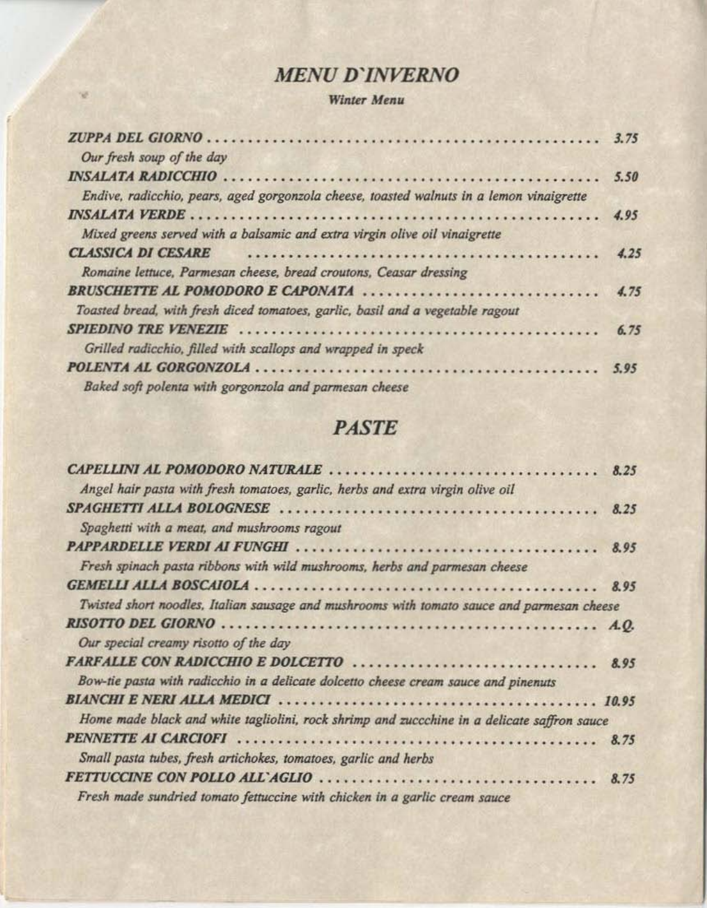# *MENU D'INVERNO*

***Winter Menu***

***ZUPPA DEL GIORNO*** ........................................ ***3.75***
*Our fresh soup of the day*

***INSALATA RADICCHIO*** ........................................ ***5.50***
*Endive, radicchio, pears, aged gorgonzola cheese, toasted walnuts in a lemon vinaigrette*

***INSALATA VERDE*** ........................................ ***4.95***
*Mixed greens served with a balsamic and extra virgin olive oil vinaigrette*

***CLASSICA DI CESARE*** ........................................ ***4.25***
*Romaine lettuce, Parmesan cheese, bread croutons, Ceasar dressing*

***BRUSCHETTE AL POMODORO E CAPONATA*** ........................................ ***4.75***
*Toasted bread, with fresh diced tomatoes, garlic, basil and a vegetable ragout*

***SPIEDINO TRE VENEZIE*** ........................................ ***6.75***
*Grilled radicchio, filled with scallops and wrapped in speck*

***POLENTA AL GORGONZOLA*** ........................................ ***5.95***
*Baked soft polenta with gorgonzola and parmesan cheese*

## *PASTE*

***CAPELLINI AL POMODORO NATURALE*** ........................................ ***8.25***
*Angel hair pasta with fresh tomatoes, garlic, herbs and extra virgin olive oil*

***SPAGHETTI ALLA BOLOGNESE*** ........................................ ***8.25***
*Spaghetti with a meat, and mushrooms ragout*

***PAPPARDELLE VERDI AI FUNGHI*** ........................................ ***8.95***
*Fresh spinach pasta ribbons with wild mushrooms, herbs and parmesan cheese*

***GEMELLI ALLA BOSCAIOLA*** ........................................ ***8.95***
*Twisted short noodles, Italian sausage and mushrooms with tomato sauce and parmesan cheese*

***RISOTTO DEL GIORNO*** ........................................ ***A.Q.***
*Our special creamy risotto of the day*

***FARFALLE CON RADICCHIO E DOLCETTO*** ........................................ ***8.95***
*Bow-tie pasta with radicchio in a delicate dolcetto cheese cream sauce and pinenuts*

***BIANCHI E NERI ALLA MEDICI*** ........................................ ***10.95***
*Home made black and white tagliolini, rock shrimp and zuccchine in a delicate saffron sauce*

***PENNETTE AI CARCIOFI*** ........................................ ***8.75***
*Small pasta tubes, fresh artichokes, tomatoes, garlic and herbs*

***FETTUCCINE CON POLLO ALL'AGLIO*** ........................................ ***8.75***
*Fresh made sundried tomato fettuccine with chicken in a garlic cream sauce*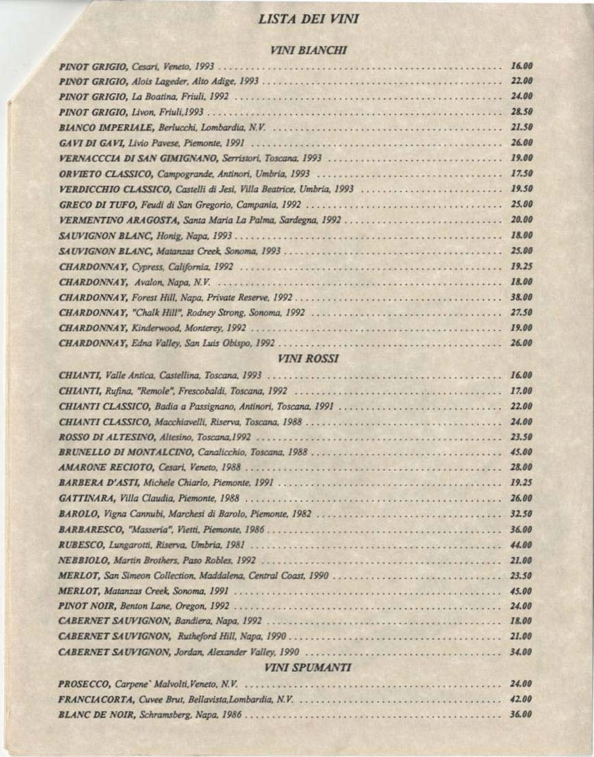# *LISTA DEI VINI*

## *VINI BIANCHI*

| | |
|---|---|
| ***PINOT GRIGIO**, Cesari, Veneto, 1993* | *16.00* |
| ***PINOT GRIGIO**, Alois Lageder, Alto Adige, 1993* | *22.00* |
| ***PINOT GRIGIO**, La Boatina, Friuli, 1992* | *24.00* |
| ***PINOT GRIGIO**, Livon, Friuli,1993* | *28.50* |
| ***BIANCO IMPERIALE**, Berlucchi, Lombardia, N.V.* | *21.50* |
| ***GAVI DI GAVI**, Livio Pavese, Piemonte, 1991* | *26.00* |
| ***VERNACCCIA DI SAN GIMIGNANO**, Serristori, Toscana, 1993* | *19.00* |
| ***ORVIETO CLASSICO**, Campogrande, Antinori, Umbria, 1993* | *17.50* |
| ***VERDICCHIO CLASSICO**, Castelli di Jesi, Villa Beatrice, Umbria, 1993* | *19.50* |
| ***GRECO DI TUFO**, Feudi di San Gregorio, Campania, 1992* | *25.00* |
| ***VERMENTINO ARAGOSTA**, Santa Maria La Palma, Sardegna, 1992* | *20.00* |
| ***SAUVIGNON BLANC**, Honig, Napa, 1993* | *18.00* |
| ***SAUVIGNON BLANC**, Matanzas Creek, Sonoma, 1993* | *25.00* |
| ***CHARDONNAY**, Cypress, California, 1992* | *19.25* |
| ***CHARDONNAY**, Avalon, Napa, N.V.* | *18.00* |
| ***CHARDONNAY**, Forest Hill, Napa, Private Reserve, 1992* | *38.00* |
| ***CHARDONNAY**, "Chalk Hill", Rodney Strong, Sonoma, 1992* | *27.50* |
| ***CHARDONNAY**, Kinderwood, Monterey, 1992* | *19.00* |
| ***CHARDONNAY**, Edna Valley, San Luis Obispo, 1992* | *26.00* |

## *VINI ROSSI*

| | |
|---|---|
| ***CHIANTI**, Valle Antica, Castellina, Toscana, 1993* | *16.00* |
| ***CHIANTI**, Rufina, "Remole", Frescobaldi, Toscana, 1992* | *17.00* |
| ***CHIANTI CLASSICO**, Badia a Passignano, Antinori, Toscana, 1991* | *22.00* |
| ***CHIANTI CLASSICO**, Macchiavelli, Riserva, Toscana, 1988* | *24.00* |
| ***ROSSO DI ALTESINO**, Altesino, Toscana,1992* | *23.50* |
| ***BRUNELLO DI MONTALCINO**, Canalicchio, Toscana, 1988* | *45.00* |
| ***AMARONE RECIOTO**, Cesari, Veneto, 1988* | *28.00* |
| ***BARBERA D'ASTI**, Michele Chiarlo, Piemonte, 1991* | *19.25* |
| ***GATTINARA**, Villa Claudia, Piemonte, 1988* | *26.00* |
| ***BAROLO**, Vigna Cannubi, Marchesi di Barolo, Piemonte, 1982* | *32.50* |
| ***BARBARESCO**, "Masseria", Vietti, Piemonte, 1986* | *36.00* |
| ***RUBESCO**, Lungarotti, Riserva, Umbria, 1981* | *44.00* |
| ***NEBBIOLO**, Martin Brothers, Paso Robles, 1992* | *21.00* |
| ***MERLOT**, San Simeon Collection, Maddalena, Central Coast, 1990* | *23.50* |
| ***MERLOT**, Matanzas Creek, Sonoma, 1991* | *45.00* |
| ***PINOT NOIR**, Benton Lane, Oregon, 1992* | *24.00* |
| ***CABERNET SAUVIGNON**, Bandiera, Napa, 1992* | *18.00* |
| ***CABERNET SAUVIGNON**, Rutheford Hill, Napa, 1990* | *21.00* |
| ***CABERNET SAUVIGNON**, Jordan, Alexander Valley, 1990* | *34.00* |

## *VINI SPUMANTI*

| | |
|---|---|
| ***PROSECCO**, Carpene' Malvolti,Veneto, N.V.* | *24.00* |
| ***FRANCIACORTA**, Cuvee Brut, Bellavista,Lombardia, N.V.* | *42.00* |
| ***BLANC DE NOIR**, Schramsberg, Napa, 1986* | *36.00* |